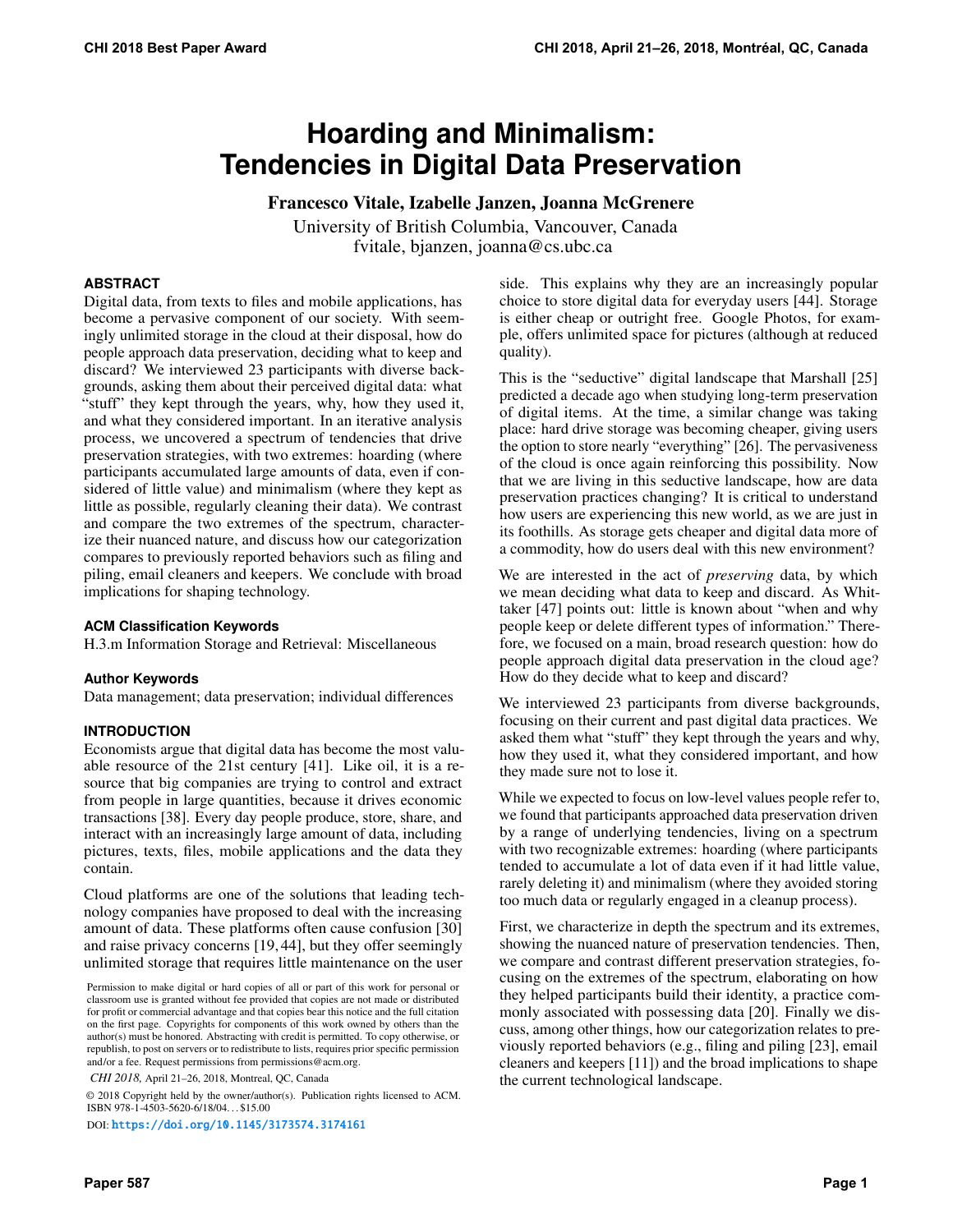# Hoarding and Minimalism: Tendencies in Digital Data Preservation

**Francesco Vitale, Izabelle Janzen, Joanna McGrenere**
University of British Columbia, Vancouver, Canada
fvitale, bjanzen, joanna@cs.ubc.ca

## ABSTRACT

Digital data, from texts to files and mobile applications, has become a pervasive component of our society. With seemingly unlimited storage in the cloud at their disposal, how do people approach data preservation, deciding what to keep and discard? We interviewed 23 participants with diverse backgrounds, asking them about their perceived digital data: what "stuff" they kept through the years, why, how they used it, and what they considered important. In an iterative analysis process, we uncovered a spectrum of tendencies that drive preservation strategies, with two extremes: hoarding (where participants accumulated large amounts of data, even if considered of little value) and minimalism (where they kept as little as possible, regularly cleaning their data). We contrast and compare the two extremes of the spectrum, characterize their nuanced nature, and discuss how our categorization compares to previously reported behaviors such as filing and piling, email cleaners and keepers. We conclude with broad implications for shaping technology.

### ACM Classification Keywords

H.3.m Information Storage and Retrieval: Miscellaneous

### Author Keywords

Data management; data preservation; individual differences

## INTRODUCTION

Economists argue that digital data has become the most valuable resource of the 21st century [41]. Like oil, it is a resource that big companies are trying to control and extract from people in large quantities, because it drives economic transactions [38]. Every day people produce, store, share, and interact with an increasingly large amount of data, including pictures, texts, files, mobile applications and the data they contain.

Cloud platforms are one of the solutions that leading technology companies have proposed to deal with the increasing amount of data. These platforms often cause confusion [30] and raise privacy concerns [19, 44], but they offer seemingly unlimited storage that requires little maintenance on the user side. This explains why they are an increasingly popular choice to store digital data for everyday users [44]. Storage is either cheap or outright free. Google Photos, for example, offers unlimited space for pictures (although at reduced quality).

This is the "seductive" digital landscape that Marshall [25] predicted a decade ago when studying long-term preservation of digital items. At the time, a similar change was taking place: hard drive storage was becoming cheaper, giving users the option to store nearly "everything" [26]. The pervasiveness of the cloud is once again reinforcing this possibility. Now that we are living in this seductive landscape, how are data preservation practices changing? It is critical to understand how users are experiencing this new world, as we are just in its foothills. As storage gets cheaper and digital data more of a commodity, how do users deal with this new environment?

We are interested in the act of *preserving* data, by which we mean deciding what data to keep and discard. As Whittaker [47] points out: little is known about "when and why people keep or delete different types of information." Therefore, we focused on a main, broad research question: how do people approach digital data preservation in the cloud age? How do they decide what to keep and discard?

We interviewed 23 participants from diverse backgrounds, focusing on their current and past digital data practices. We asked them what "stuff" they kept through the years and why, how they used it, what they considered important, and how they made sure not to lose it.

While we expected to focus on low-level values people refer to, we found that participants approached data preservation driven by a range of underlying tendencies, living on a spectrum with two recognizable extremes: hoarding (where participants tended to accumulate a lot of data even if it had little value, rarely deleting it) and minimalism (where they avoided storing too much data or regularly engaged in a cleanup process).

First, we characterize in depth the spectrum and its extremes, showing the nuanced nature of preservation tendencies. Then, we compare and contrast different preservation strategies, focusing on the extremes of the spectrum, elaborating on how they helped participants build their identity, a practice commonly associated with possessing data [20]. Finally we discuss, among other things, how our categorization relates to previously reported behaviors (e.g., filing and piling [23], email cleaners and keepers [11]) and the broad implications to shape the current technological landscape.

Permission to make digital or hard copies of all or part of this work for personal or classroom use is granted without fee provided that copies are not made or distributed for profit or commercial advantage and that copies bear this notice and the full citation on the first page. Copyrights for components of this work owned by others than the author(s) must be honored. Abstracting with credit is permitted. To copy otherwise, or republish, to post on servers or to redistribute to lists, requires prior specific permission and/or a fee. Request permissions from permissions@acm.org.

*CHI 2018,* April 21–26, 2018, Montreal, QC, Canada

© 2018 Copyright held by the owner/author(s). Publication rights licensed to ACM. ISBN 978-1-4503-5620-6/18/04…$15.00

DOI: https://doi.org/10.1145/3173574.3174161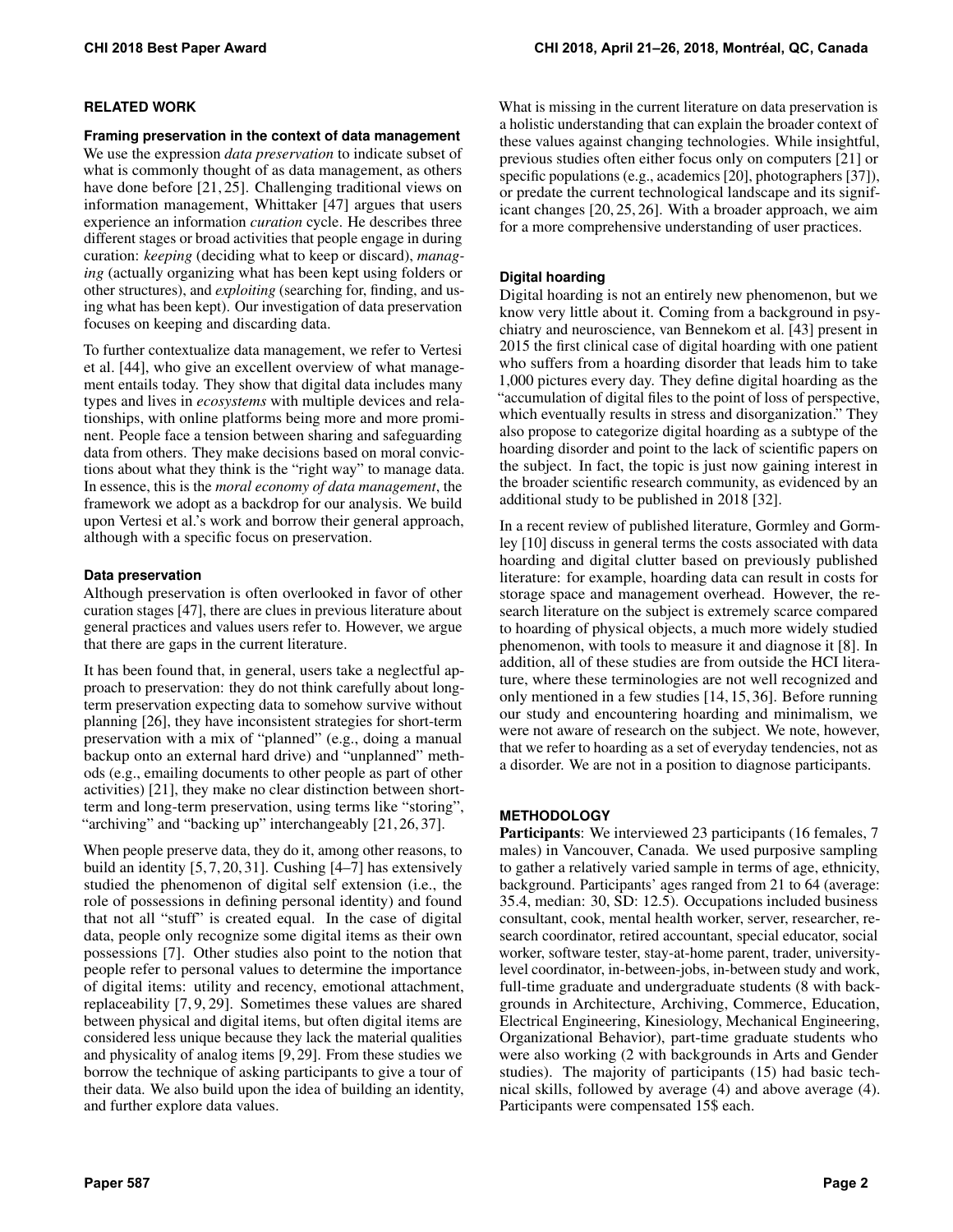## RELATED WORK

### Framing preservation in the context of data management

We use the expression *data preservation* to indicate subset of what is commonly thought of as data management, as others have done before [21, 25]. Challenging traditional views on information management, Whittaker [47] argues that users experience an information *curation* cycle. He describes three different stages or broad activities that people engage in during curation: *keeping* (deciding what to keep or discard), *managing* (actually organizing what has been kept using folders or other structures), and *exploiting* (searching for, finding, and using what has been kept). Our investigation of data preservation focuses on keeping and discarding data.

To further contextualize data management, we refer to Vertesi et al. [44], who give an excellent overview of what management entails today. They show that digital data includes many types and lives in *ecosystems* with multiple devices and relationships, with online platforms being more and more prominent. People face a tension between sharing and safeguarding data from others. They make decisions based on moral convictions about what they think is the "right way" to manage data. In essence, this is the *moral economy of data management*, the framework we adopt as a backdrop for our analysis. We build upon Vertesi et al.'s work and borrow their general approach, although with a specific focus on preservation.

### Data preservation

Although preservation is often overlooked in favor of other curation stages [47], there are clues in previous literature about general practices and values users refer to. However, we argue that there are gaps in the current literature.

It has been found that, in general, users take a neglectful approach to preservation: they do not think carefully about long-term preservation expecting data to somehow survive without planning [26], they have inconsistent strategies for short-term preservation with a mix of "planned" (e.g., doing a manual backup onto an external hard drive) and "unplanned" methods (e.g., emailing documents to other people as part of other activities) [21], they make no clear distinction between short-term and long-term preservation, using terms like "storing", "archiving" and "backing up" interchangeably [21, 26, 37].

When people preserve data, they do it, among other reasons, to build an identity [5, 7, 20, 31]. Cushing [4–7] has extensively studied the phenomenon of digital self extension (i.e., the role of possessions in defining personal identity) and found that not all "stuff" is created equal. In the case of digital data, people only recognize some digital items as their own possessions [7]. Other studies also point to the notion that people refer to personal values to determine the importance of digital items: utility and recency, emotional attachment, replaceability [7, 9, 29]. Sometimes these values are shared between physical and digital items, but often digital items are considered less unique because they lack the material qualities and physicality of analog items [9, 29]. From these studies we borrow the technique of asking participants to give a tour of their data. We also build upon the idea of building an identity, and further explore data values.

What is missing in the current literature on data preservation is a holistic understanding that can explain the broader context of these values against changing technologies. While insightful, previous studies often either focus only on computers [21] or specific populations (e.g., academics [20], photographers [37]), or predate the current technological landscape and its significant changes [20, 25, 26]. With a broader approach, we aim for a more comprehensive understanding of user practices.

### Digital hoarding

Digital hoarding is not an entirely new phenomenon, but we know very little about it. Coming from a background in psychiatry and neuroscience, van Bennekom et al. [43] present in 2015 the first clinical case of digital hoarding with one patient who suffers from a hoarding disorder that leads him to take 1,000 pictures every day. They define digital hoarding as the "accumulation of digital files to the point of loss of perspective, which eventually results in stress and disorganization." They also propose to categorize digital hoarding as a subtype of the hoarding disorder and point to the lack of scientific papers on the subject. In fact, the topic is just now gaining interest in the broader scientific research community, as evidenced by an additional study to be published in 2018 [32].

In a recent review of published literature, Gormley and Gormley [10] discuss in general terms the costs associated with data hoarding and digital clutter based on previously published literature: for example, hoarding data can result in costs for storage space and management overhead. However, the research literature on the subject is extremely scarce compared to hoarding of physical objects, a much more widely studied phenomenon, with tools to measure it and diagnose it [8]. In addition, all of these studies are from outside the HCI literature, where these terminologies are not well recognized and only mentioned in a few studies [14, 15, 36]. Before running our study and encountering hoarding and minimalism, we were not aware of research on the subject. We note, however, that we refer to hoarding as a set of everyday tendencies, not as a disorder. We are not in a position to diagnose participants.

## METHODOLOGY

**Participants**: We interviewed 23 participants (16 females, 7 males) in Vancouver, Canada. We used purposive sampling to gather a relatively varied sample in terms of age, ethnicity, background. Participants' ages ranged from 21 to 64 (average: 35.4, median: 30, SD: 12.5). Occupations included business consultant, cook, mental health worker, server, researcher, research coordinator, retired accountant, special educator, social worker, software tester, stay-at-home parent, trader, university-level coordinator, in-between-jobs, in-between study and work, full-time graduate and undergraduate students (8 with backgrounds in Architecture, Archiving, Commerce, Education, Electrical Engineering, Kinesiology, Mechanical Engineering, Organizational Behavior), part-time graduate students who were also working (2 with backgrounds in Arts and Gender studies). The majority of participants (15) had basic technical skills, followed by average (4) and above average (4). Participants were compensated 15$ each.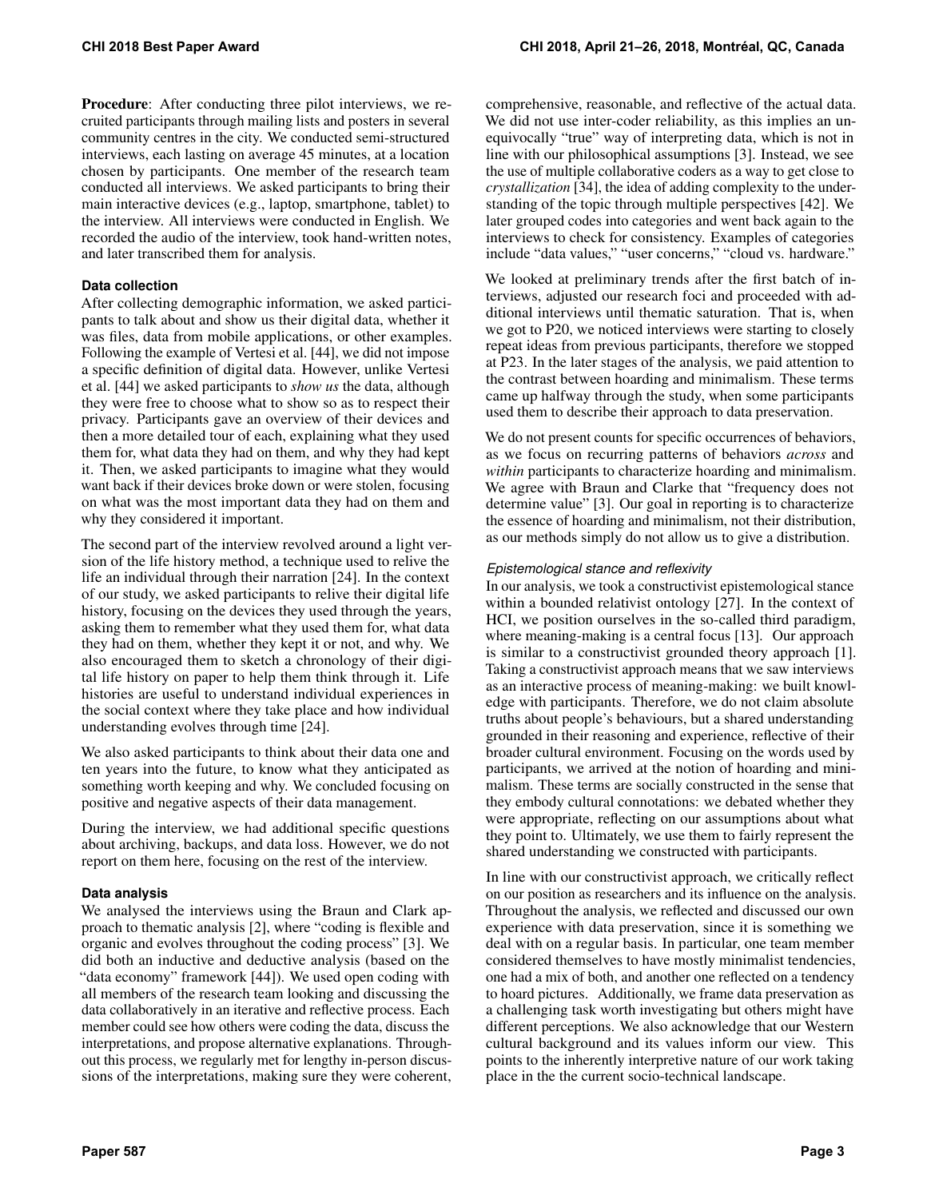**Procedure**: After conducting three pilot interviews, we recruited participants through mailing lists and posters in several community centres in the city. We conducted semi-structured interviews, each lasting on average 45 minutes, at a location chosen by participants. One member of the research team conducted all interviews. We asked participants to bring their main interactive devices (e.g., laptop, smartphone, tablet) to the interview. All interviews were conducted in English. We recorded the audio of the interview, took hand-written notes, and later transcribed them for analysis.

### Data collection

After collecting demographic information, we asked participants to talk about and show us their digital data, whether it was files, data from mobile applications, or other examples. Following the example of Vertesi et al. [44], we did not impose a specific definition of digital data. However, unlike Vertesi et al. [44] we asked participants to *show us* the data, although they were free to choose what to show so as to respect their privacy. Participants gave an overview of their devices and then a more detailed tour of each, explaining what they used them for, what data they had on them, and why they had kept it. Then, we asked participants to imagine what they would want back if their devices broke down or were stolen, focusing on what was the most important data they had on them and why they considered it important.

The second part of the interview revolved around a light version of the life history method, a technique used to relive the life an individual through their narration [24]. In the context of our study, we asked participants to relive their digital life history, focusing on the devices they used through the years, asking them to remember what they used them for, what data they had on them, whether they kept it or not, and why. We also encouraged them to sketch a chronology of their digital life history on paper to help them think through it. Life histories are useful to understand individual experiences in the social context where they take place and how individual understanding evolves through time [24].

We also asked participants to think about their data one and ten years into the future, to know what they anticipated as something worth keeping and why. We concluded focusing on positive and negative aspects of their data management.

During the interview, we had additional specific questions about archiving, backups, and data loss. However, we do not report on them here, focusing on the rest of the interview.

### Data analysis

We analysed the interviews using the Braun and Clark approach to thematic analysis [2], where "coding is flexible and organic and evolves throughout the coding process" [3]. We did both an inductive and deductive analysis (based on the "data economy" framework [44]). We used open coding with all members of the research team looking and discussing the data collaboratively in an iterative and reflective process. Each member could see how others were coding the data, discuss the interpretations, and propose alternative explanations. Throughout this process, we regularly met for lengthy in-person discussions of the interpretations, making sure they were coherent, comprehensive, reasonable, and reflective of the actual data. We did not use inter-coder reliability, as this implies an unequivocally "true" way of interpreting data, which is not in line with our philosophical assumptions [3]. Instead, we see the use of multiple collaborative coders as a way to get close to *crystallization* [34], the idea of adding complexity to the understanding of the topic through multiple perspectives [42]. We later grouped codes into categories and went back again to the interviews to check for consistency. Examples of categories include "data values," "user concerns," "cloud vs. hardware."

We looked at preliminary trends after the first batch of interviews, adjusted our research foci and proceeded with additional interviews until thematic saturation. That is, when we got to P20, we noticed interviews were starting to closely repeat ideas from previous participants, therefore we stopped at P23. In the later stages of the analysis, we paid attention to the contrast between hoarding and minimalism. These terms came up halfway through the study, when some participants used them to describe their approach to data preservation.

We do not present counts for specific occurrences of behaviors, as we focus on recurring patterns of behaviors *across* and *within* participants to characterize hoarding and minimalism. We agree with Braun and Clarke that "frequency does not determine value" [3]. Our goal in reporting is to characterize the essence of hoarding and minimalism, not their distribution, as our methods simply do not allow us to give a distribution.

#### *Epistemological stance and reflexivity*

In our analysis, we took a constructivist epistemological stance within a bounded relativist ontology [27]. In the context of HCI, we position ourselves in the so-called third paradigm, where meaning-making is a central focus [13]. Our approach is similar to a constructivist grounded theory approach [1]. Taking a constructivist approach means that we saw interviews as an interactive process of meaning-making: we built knowledge with participants. Therefore, we do not claim absolute truths about people's behaviours, but a shared understanding grounded in their reasoning and experience, reflective of their broader cultural environment. Focusing on the words used by participants, we arrived at the notion of hoarding and minimalism. These terms are socially constructed in the sense that they embody cultural connotations: we debated whether they were appropriate, reflecting on our assumptions about what they point to. Ultimately, we use them to fairly represent the shared understanding we constructed with participants.

In line with our constructivist approach, we critically reflect on our position as researchers and its influence on the analysis. Throughout the analysis, we reflected and discussed our own experience with data preservation, since it is something we deal with on a regular basis. In particular, one team member considered themselves to have mostly minimalist tendencies, one had a mix of both, and another one reflected on a tendency to hoard pictures. Additionally, we frame data preservation as a challenging task worth investigating but others might have different perceptions. We also acknowledge that our Western cultural background and its values inform our view. This points to the inherently interpretive nature of our work taking place in the the current socio-technical landscape.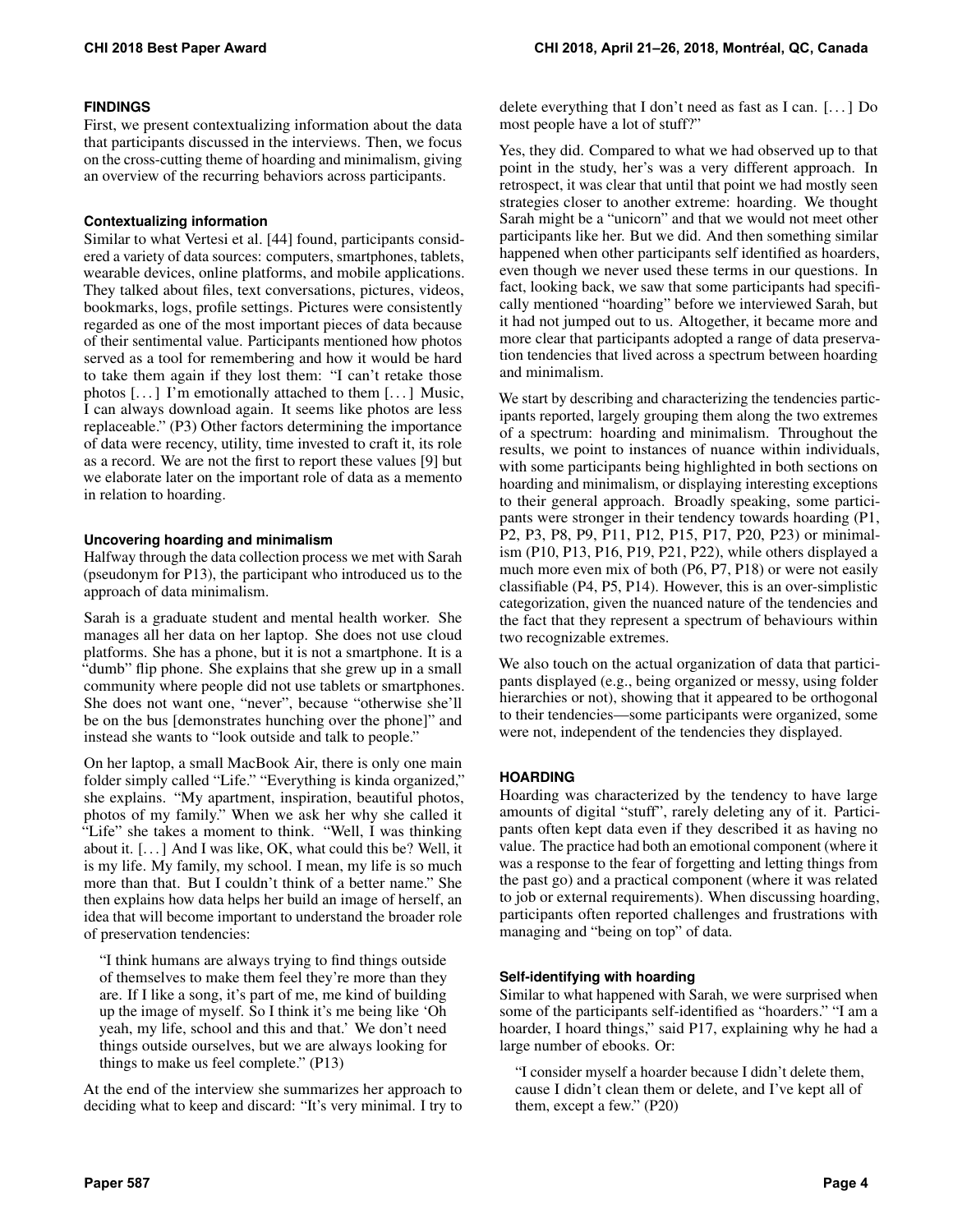## FINDINGS

First, we present contextualizing information about the data that participants discussed in the interviews. Then, we focus on the cross-cutting theme of hoarding and minimalism, giving an overview of the recurring behaviors across participants.

### Contextualizing information

Similar to what Vertesi et al. [44] found, participants considered a variety of data sources: computers, smartphones, tablets, wearable devices, online platforms, and mobile applications. They talked about files, text conversations, pictures, videos, bookmarks, logs, profile settings. Pictures were consistently regarded as one of the most important pieces of data because of their sentimental value. Participants mentioned how photos served as a tool for remembering and how it would be hard to take them again if they lost them: "I can't retake those photos [. . . ] I'm emotionally attached to them [. . . ] Music, I can always download again. It seems like photos are less replaceable." (P3) Other factors determining the importance of data were recency, utility, time invested to craft it, its role as a record. We are not the first to report these values [9] but we elaborate later on the important role of data as a memento in relation to hoarding.

### Uncovering hoarding and minimalism

Halfway through the data collection process we met with Sarah (pseudonym for P13), the participant who introduced us to the approach of data minimalism.

Sarah is a graduate student and mental health worker. She manages all her data on her laptop. She does not use cloud platforms. She has a phone, but it is not a smartphone. It is a "dumb" flip phone. She explains that she grew up in a small community where people did not use tablets or smartphones. She does not want one, "never", because "otherwise she'll be on the bus [demonstrates hunching over the phone]" and instead she wants to "look outside and talk to people."

On her laptop, a small MacBook Air, there is only one main folder simply called "Life." "Everything is kinda organized," she explains. "My apartment, inspiration, beautiful photos, photos of my family." When we ask her why she called it "Life" she takes a moment to think. "Well, I was thinking about it. [. . . ] And I was like, OK, what could this be? Well, it is my life. My family, my school. I mean, my life is so much more than that. But I couldn't think of a better name." She then explains how data helps her build an image of herself, an idea that will become important to understand the broader role of preservation tendencies:

> "I think humans are always trying to find things outside of themselves to make them feel they're more than they are. If I like a song, it's part of me, me kind of building up the image of myself. So I think it's me being like 'Oh yeah, my life, school and this and that.' We don't need things outside ourselves, but we are always looking for things to make us feel complete." (P13)

At the end of the interview she summarizes her approach to deciding what to keep and discard: "It's very minimal. I try to delete everything that I don't need as fast as I can. [. . . ] Do most people have a lot of stuff?"

Yes, they did. Compared to what we had observed up to that point in the study, her's was a very different approach. In retrospect, it was clear that until that point we had mostly seen strategies closer to another extreme: hoarding. We thought Sarah might be a "unicorn" and that we would not meet other participants like her. But we did. And then something similar happened when other participants self identified as hoarders, even though we never used these terms in our questions. In fact, looking back, we saw that some participants had specifically mentioned "hoarding" before we interviewed Sarah, but it had not jumped out to us. Altogether, it became more and more clear that participants adopted a range of data preservation tendencies that lived across a spectrum between hoarding and minimalism.

We start by describing and characterizing the tendencies participants reported, largely grouping them along the two extremes of a spectrum: hoarding and minimalism. Throughout the results, we point to instances of nuance within individuals, with some participants being highlighted in both sections on hoarding and minimalism, or displaying interesting exceptions to their general approach. Broadly speaking, some participants were stronger in their tendency towards hoarding (P1, P2, P3, P8, P9, P11, P12, P15, P17, P20, P23) or minimalism (P10, P13, P16, P19, P21, P22), while others displayed a much more even mix of both (P6, P7, P18) or were not easily classifiable (P4, P5, P14). However, this is an over-simplistic categorization, given the nuanced nature of the tendencies and the fact that they represent a spectrum of behaviours within two recognizable extremes.

We also touch on the actual organization of data that participants displayed (e.g., being organized or messy, using folder hierarchies or not), showing that it appeared to be orthogonal to their tendencies—some participants were organized, some were not, independent of the tendencies they displayed.

## HOARDING

Hoarding was characterized by the tendency to have large amounts of digital "stuff", rarely deleting any of it. Participants often kept data even if they described it as having no value. The practice had both an emotional component (where it was a response to the fear of forgetting and letting things from the past go) and a practical component (where it was related to job or external requirements). When discussing hoarding, participants often reported challenges and frustrations with managing and "being on top" of data.

### Self-identifying with hoarding

Similar to what happened with Sarah, we were surprised when some of the participants self-identified as "hoarders." "I am a hoarder, I hoard things," said P17, explaining why he had a large number of ebooks. Or:

> "I consider myself a hoarder because I didn't delete them, cause I didn't clean them or delete, and I've kept all of them, except a few." (P20)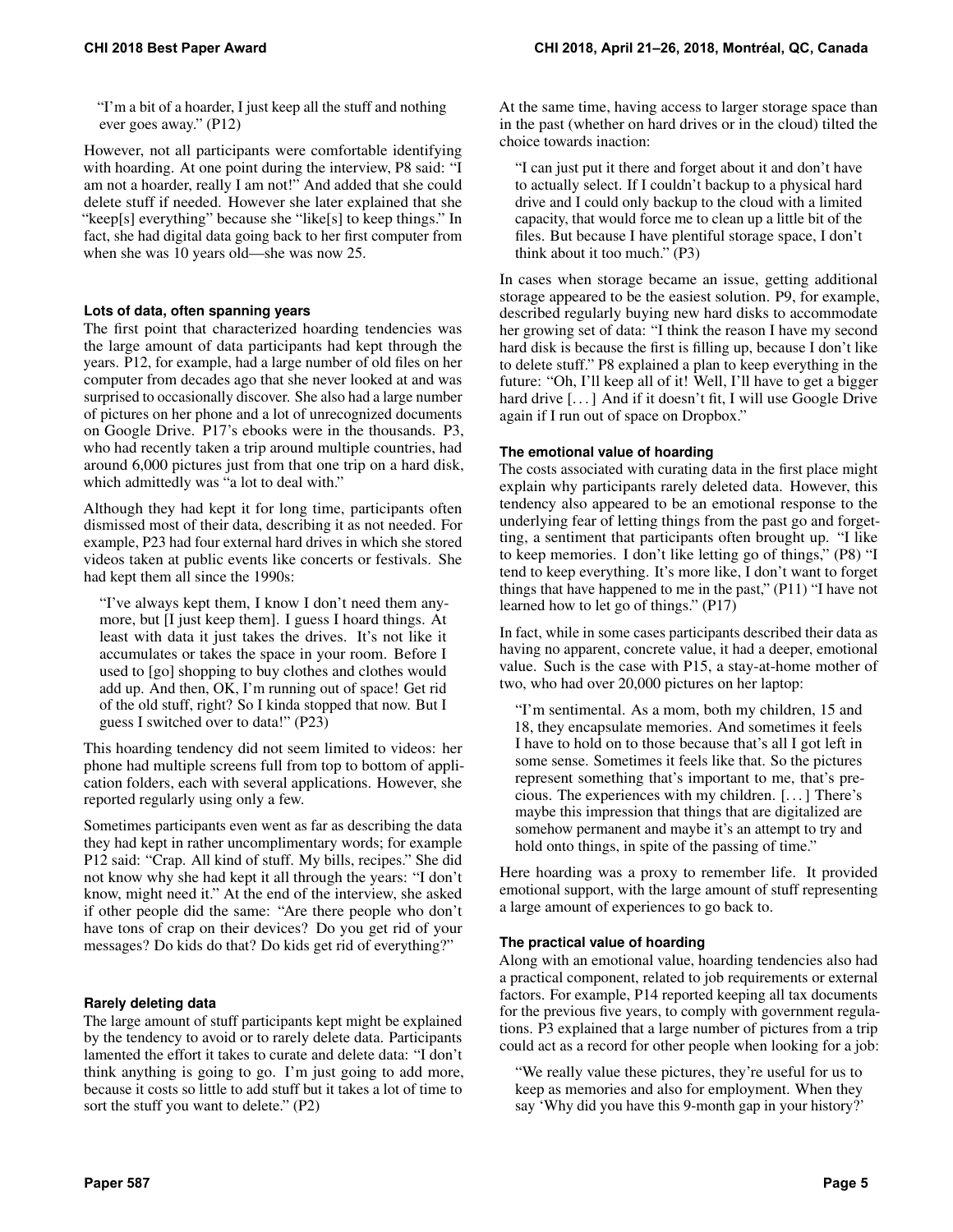> "I'm a bit of a hoarder, I just keep all the stuff and nothing ever goes away." (P12)

However, not all participants were comfortable identifying with hoarding. At one point during the interview, P8 said: "I am not a hoarder, really I am not!" And added that she could delete stuff if needed. However she later explained that she "keep[s] everything" because she "like[s] to keep things." In fact, she had digital data going back to her first computer from when she was 10 years old—she was now 25.

### Lots of data, often spanning years

The first point that characterized hoarding tendencies was the large amount of data participants had kept through the years. P12, for example, had a large number of old files on her computer from decades ago that she never looked at and was surprised to occasionally discover. She also had a large number of pictures on her phone and a lot of unrecognized documents on Google Drive. P17's ebooks were in the thousands. P3, who had recently taken a trip around multiple countries, had around 6,000 pictures just from that one trip on a hard disk, which admittedly was "a lot to deal with."

Although they had kept it for long time, participants often dismissed most of their data, describing it as not needed. For example, P23 had four external hard drives in which she stored videos taken at public events like concerts or festivals. She had kept them all since the 1990s:

> "I've always kept them, I know I don't need them anymore, but [I just keep them]. I guess I hoard things. At least with data it just takes the drives. It's not like it accumulates or takes the space in your room. Before I used to [go] shopping to buy clothes and clothes would add up. And then, OK, I'm running out of space! Get rid of the old stuff, right? So I kinda stopped that now. But I guess I switched over to data!" (P23)

This hoarding tendency did not seem limited to videos: her phone had multiple screens full from top to bottom of application folders, each with several applications. However, she reported regularly using only a few.

Sometimes participants even went as far as describing the data they had kept in rather uncomplimentary words; for example P12 said: "Crap. All kind of stuff. My bills, recipes." She did not know why she had kept it all through the years: "I don't know, might need it." At the end of the interview, she asked if other people did the same: "Are there people who don't have tons of crap on their devices? Do you get rid of your messages? Do kids do that? Do kids get rid of everything?"

### Rarely deleting data

The large amount of stuff participants kept might be explained by the tendency to avoid or to rarely delete data. Participants lamented the effort it takes to curate and delete data: "I don't think anything is going to go. I'm just going to add more, because it costs so little to add stuff but it takes a lot of time to sort the stuff you want to delete." (P2)

At the same time, having access to larger storage space than in the past (whether on hard drives or in the cloud) tilted the choice towards inaction:

> "I can just put it there and forget about it and don't have to actually select. If I couldn't backup to a physical hard drive and I could only backup to the cloud with a limited capacity, that would force me to clean up a little bit of the files. But because I have plentiful storage space, I don't think about it too much." (P3)

In cases when storage became an issue, getting additional storage appeared to be the easiest solution. P9, for example, described regularly buying new hard disks to accommodate her growing set of data: "I think the reason I have my second hard disk is because the first is filling up, because I don't like to delete stuff." P8 explained a plan to keep everything in the future: "Oh, I'll keep all of it! Well, I'll have to get a bigger hard drive [...] And if it doesn't fit, I will use Google Drive again if I run out of space on Dropbox."

### The emotional value of hoarding

The costs associated with curating data in the first place might explain why participants rarely deleted data. However, this tendency also appeared to be an emotional response to the underlying fear of letting things from the past go and forgetting, a sentiment that participants often brought up. "I like to keep memories. I don't like letting go of things," (P8) "I tend to keep everything. It's more like, I don't want to forget things that have happened to me in the past," (P11) "I have not learned how to let go of things." (P17)

In fact, while in some cases participants described their data as having no apparent, concrete value, it had a deeper, emotional value. Such is the case with P15, a stay-at-home mother of two, who had over 20,000 pictures on her laptop:

> "I'm sentimental. As a mom, both my children, 15 and 18, they encapsulate memories. And sometimes it feels I have to hold on to those because that's all I got left in some sense. Sometimes it feels like that. So the pictures represent something that's important to me, that's precious. The experiences with my children. [...] There's maybe this impression that things that are digitalized are somehow permanent and maybe it's an attempt to try and hold onto things, in spite of the passing of time."

Here hoarding was a proxy to remember life. It provided emotional support, with the large amount of stuff representing a large amount of experiences to go back to.

### The practical value of hoarding

Along with an emotional value, hoarding tendencies also had a practical component, related to job requirements or external factors. For example, P14 reported keeping all tax documents for the previous five years, to comply with government regulations. P3 explained that a large number of pictures from a trip could act as a record for other people when looking for a job:

> "We really value these pictures, they're useful for us to keep as memories and also for employment. When they say 'Why did you have this 9-month gap in your history?'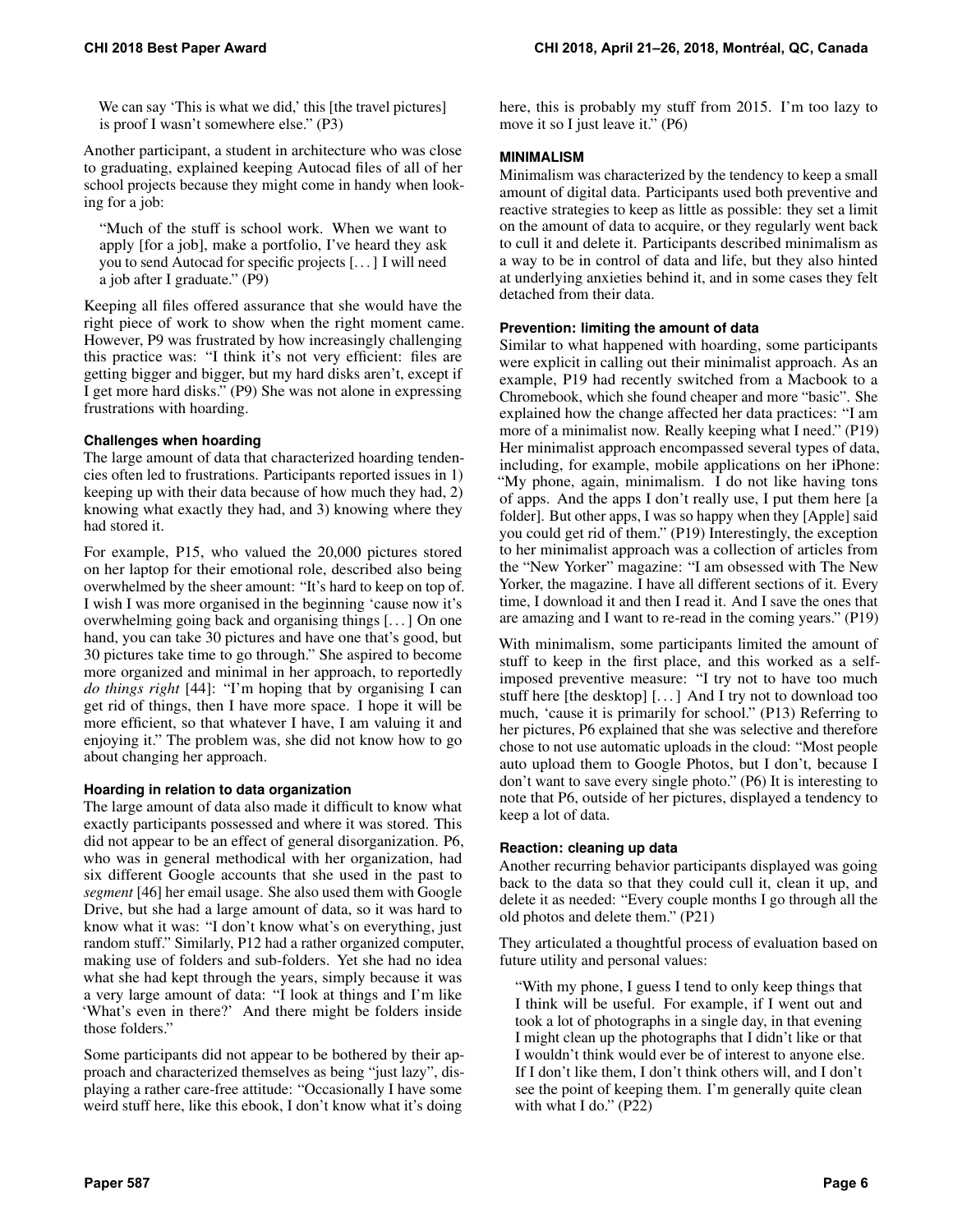We can say 'This is what we did,' this [the travel pictures] is proof I wasn't somewhere else." (P3)

Another participant, a student in architecture who was close to graduating, explained keeping Autocad files of all of her school projects because they might come in handy when looking for a job:

> "Much of the stuff is school work. When we want to apply [for a job], make a portfolio, I've heard they ask you to send Autocad for specific projects [...] I will need a job after I graduate." (P9)

Keeping all files offered assurance that she would have the right piece of work to show when the right moment came. However, P9 was frustrated by how increasingly challenging this practice was: "I think it's not very efficient: files are getting bigger and bigger, but my hard disks aren't, except if I get more hard disks." (P9) She was not alone in expressing frustrations with hoarding.

### Challenges when hoarding

The large amount of data that characterized hoarding tendencies often led to frustrations. Participants reported issues in 1) keeping up with their data because of how much they had, 2) knowing what exactly they had, and 3) knowing where they had stored it.

For example, P15, who valued the 20,000 pictures stored on her laptop for their emotional role, described also being overwhelmed by the sheer amount: "It's hard to keep on top of. I wish I was more organised in the beginning 'cause now it's overwhelming going back and organising things [...] On one hand, you can take 30 pictures and have one that's good, but 30 pictures take time to go through." She aspired to become more organized and minimal in her approach, to reportedly *do things right* [44]: "I'm hoping that by organising I can get rid of things, then I have more space. I hope it will be more efficient, so that whatever I have, I am valuing it and enjoying it." The problem was, she did not know how to go about changing her approach.

### Hoarding in relation to data organization

The large amount of data also made it difficult to know what exactly participants possessed and where it was stored. This did not appear to be an effect of general disorganization. P6, who was in general methodical with her organization, had six different Google accounts that she used in the past to *segment* [46] her email usage. She also used them with Google Drive, but she had a large amount of data, so it was hard to know what it was: "I don't know what's on everything, just random stuff." Similarly, P12 had a rather organized computer, making use of folders and sub-folders. Yet she had no idea what she had kept through the years, simply because it was a very large amount of data: "I look at things and I'm like 'What's even in there?' And there might be folders inside those folders."

Some participants did not appear to be bothered by their approach and characterized themselves as being "just lazy", displaying a rather care-free attitude: "Occasionally I have some weird stuff here, like this ebook, I don't know what it's doing here, this is probably my stuff from 2015. I'm too lazy to move it so I just leave it." (P6)

## MINIMALISM

Minimalism was characterized by the tendency to keep a small amount of digital data. Participants used both preventive and reactive strategies to keep as little as possible: they set a limit on the amount of data to acquire, or they regularly went back to cull it and delete it. Participants described minimalism as a way to be in control of data and life, but they also hinted at underlying anxieties behind it, and in some cases they felt detached from their data.

### Prevention: limiting the amount of data

Similar to what happened with hoarding, some participants were explicit in calling out their minimalist approach. As an example, P19 had recently switched from a Macbook to a Chromebook, which she found cheaper and more "basic". She explained how the change affected her data practices: "I am more of a minimalist now. Really keeping what I need." (P19) Her minimalist approach encompassed several types of data, including, for example, mobile applications on her iPhone: "My phone, again, minimalism. I do not like having tons of apps. And the apps I don't really use, I put them here [a folder]. But other apps, I was so happy when they [Apple] said you could get rid of them." (P19) Interestingly, the exception to her minimalist approach was a collection of articles from the "New Yorker" magazine: "I am obsessed with The New Yorker, the magazine. I have all different sections of it. Every time, I download it and then I read it. And I save the ones that are amazing and I want to re-read in the coming years." (P19)

With minimalism, some participants limited the amount of stuff to keep in the first place, and this worked as a self-imposed preventive measure: "I try not to have too much stuff here [the desktop] [...] And I try not to download too much, 'cause it is primarily for school." (P13) Referring to her pictures, P6 explained that she was selective and therefore chose to not use automatic uploads in the cloud: "Most people auto upload them to Google Photos, but I don't, because I don't want to save every single photo." (P6) It is interesting to note that P6, outside of her pictures, displayed a tendency to keep a lot of data.

### Reaction: cleaning up data

Another recurring behavior participants displayed was going back to the data so that they could cull it, clean it up, and delete it as needed: "Every couple months I go through all the old photos and delete them." (P21)

They articulated a thoughtful process of evaluation based on future utility and personal values:

> "With my phone, I guess I tend to only keep things that I think will be useful. For example, if I went out and took a lot of photographs in a single day, in that evening I might clean up the photographs that I didn't like or that I wouldn't think would ever be of interest to anyone else. If I don't like them, I don't think others will, and I don't see the point of keeping them. I'm generally quite clean with what I do." (P22)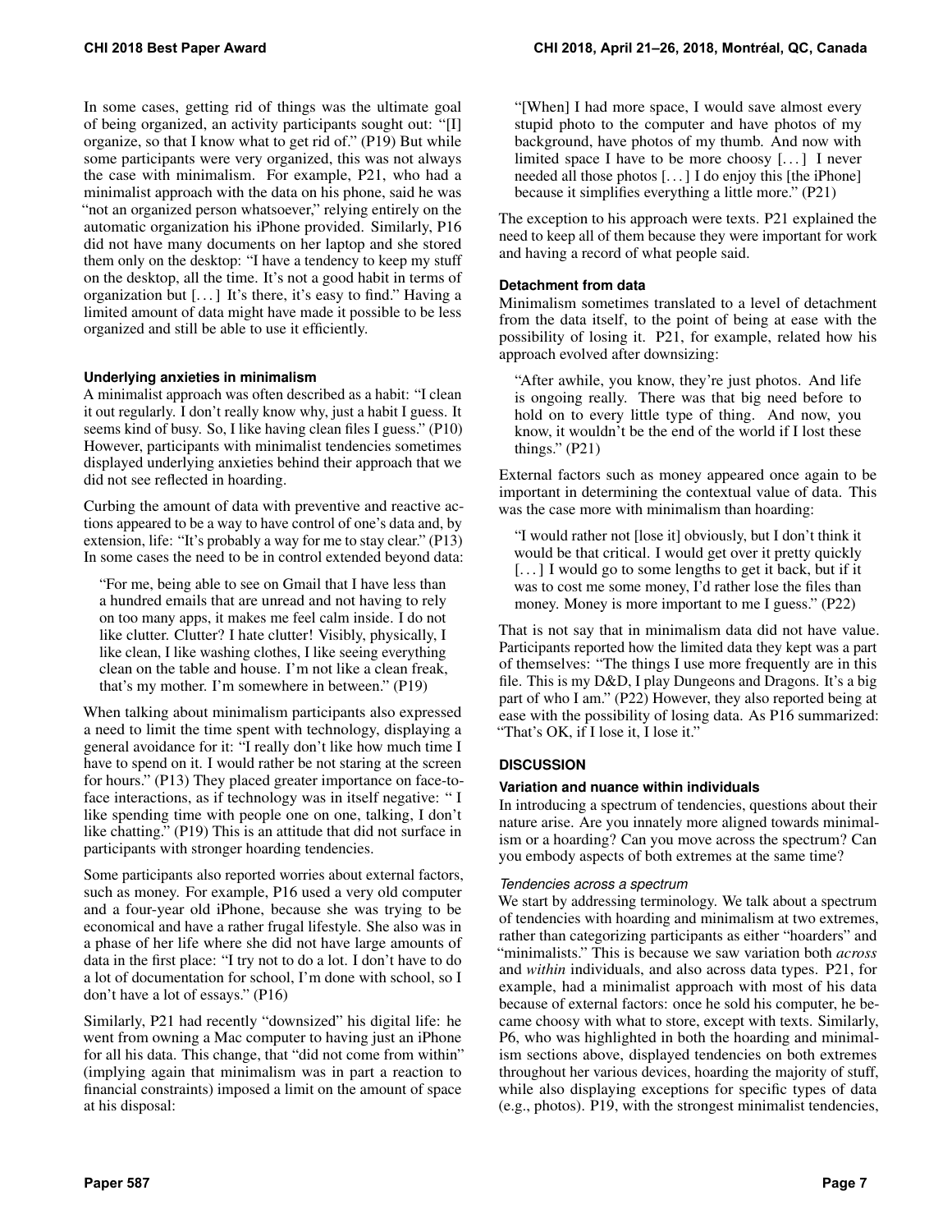In some cases, getting rid of things was the ultimate goal of being organized, an activity participants sought out: "[I] organize, so that I know what to get rid of." (P19) But while some participants were very organized, this was not always the case with minimalism. For example, P21, who had a minimalist approach with the data on his phone, said he was "not an organized person whatsoever," relying entirely on the automatic organization his iPhone provided. Similarly, P16 did not have many documents on her laptop and she stored them only on the desktop: "I have a tendency to keep my stuff on the desktop, all the time. It's not a good habit in terms of organization but [...] It's there, it's easy to find." Having a limited amount of data might have made it possible to be less organized and still be able to use it efficiently.

#### Underlying anxieties in minimalism

A minimalist approach was often described as a habit: "I clean it out regularly. I don't really know why, just a habit I guess. It seems kind of busy. So, I like having clean files I guess." (P10) However, participants with minimalist tendencies sometimes displayed underlying anxieties behind their approach that we did not see reflected in hoarding.

Curbing the amount of data with preventive and reactive actions appeared to be a way to have control of one's data and, by extension, life: "It's probably a way for me to stay clear." (P13) In some cases the need to be in control extended beyond data:

> "For me, being able to see on Gmail that I have less than a hundred emails that are unread and not having to rely on too many apps, it makes me feel calm inside. I do not like clutter. Clutter? I hate clutter! Visibly, physically, I like clean, I like washing clothes, I like seeing everything clean on the table and house. I'm not like a clean freak, that's my mother. I'm somewhere in between." (P19)

When talking about minimalism participants also expressed a need to limit the time spent with technology, displaying a general avoidance for it: "I really don't like how much time I have to spend on it. I would rather be not staring at the screen for hours." (P13) They placed greater importance on face-to-face interactions, as if technology was in itself negative: " I like spending time with people one on one, talking, I don't like chatting." (P19) This is an attitude that did not surface in participants with stronger hoarding tendencies.

Some participants also reported worries about external factors, such as money. For example, P16 used a very old computer and a four-year old iPhone, because she was trying to be economical and have a rather frugal lifestyle. She also was in a phase of her life where she did not have large amounts of data in the first place: "I try not to do a lot. I don't have to do a lot of documentation for school, I'm done with school, so I don't have a lot of essays." (P16)

Similarly, P21 had recently "downsized" his digital life: he went from owning a Mac computer to having just an iPhone for all his data. This change, that "did not come from within" (implying again that minimalism was in part a reaction to financial constraints) imposed a limit on the amount of space at his disposal:

> "[When] I had more space, I would save almost every stupid photo to the computer and have photos of my background, have photos of my thumb. And now with limited space I have to be more choosy [...] I never needed all those photos [...] I do enjoy this [the iPhone] because it simplifies everything a little more." (P21)

The exception to his approach were texts. P21 explained the need to keep all of them because they were important for work and having a record of what people said.

#### Detachment from data

Minimalism sometimes translated to a level of detachment from the data itself, to the point of being at ease with the possibility of losing it. P21, for example, related how his approach evolved after downsizing:

> "After awhile, you know, they're just photos. And life is ongoing really. There was that big need before to hold on to every little type of thing. And now, you know, it wouldn't be the end of the world if I lost these things." (P21)

External factors such as money appeared once again to be important in determining the contextual value of data. This was the case more with minimalism than hoarding:

> "I would rather not [lose it] obviously, but I don't think it would be that critical. I would get over it pretty quickly [...] I would go to some lengths to get it back, but if it was to cost me some money, I'd rather lose the files than money. Money is more important to me I guess." (P22)

That is not say that in minimalism data did not have value. Participants reported how the limited data they kept was a part of themselves: "The things I use more frequently are in this file. This is my D&D, I play Dungeons and Dragons. It's a big part of who I am." (P22) However, they also reported being at ease with the possibility of losing data. As P16 summarized: "That's OK, if I lose it, I lose it."

## DISCUSSION

### Variation and nuance within individuals

In introducing a spectrum of tendencies, questions about their nature arise. Are you innately more aligned towards minimalism or a hoarding? Can you move across the spectrum? Can you embody aspects of both extremes at the same time?

#### *Tendencies across a spectrum*

We start by addressing terminology. We talk about a spectrum of tendencies with hoarding and minimalism at two extremes, rather than categorizing participants as either "hoarders" and "minimalists." This is because we saw variation both *across* and *within* individuals, and also across data types. P21, for example, had a minimalist approach with most of his data because of external factors: once he sold his computer, he became choosy with what to store, except with texts. Similarly, P6, who was highlighted in both the hoarding and minimalism sections above, displayed tendencies on both extremes throughout her various devices, hoarding the majority of stuff, while also displaying exceptions for specific types of data (e.g., photos). P19, with the strongest minimalist tendencies,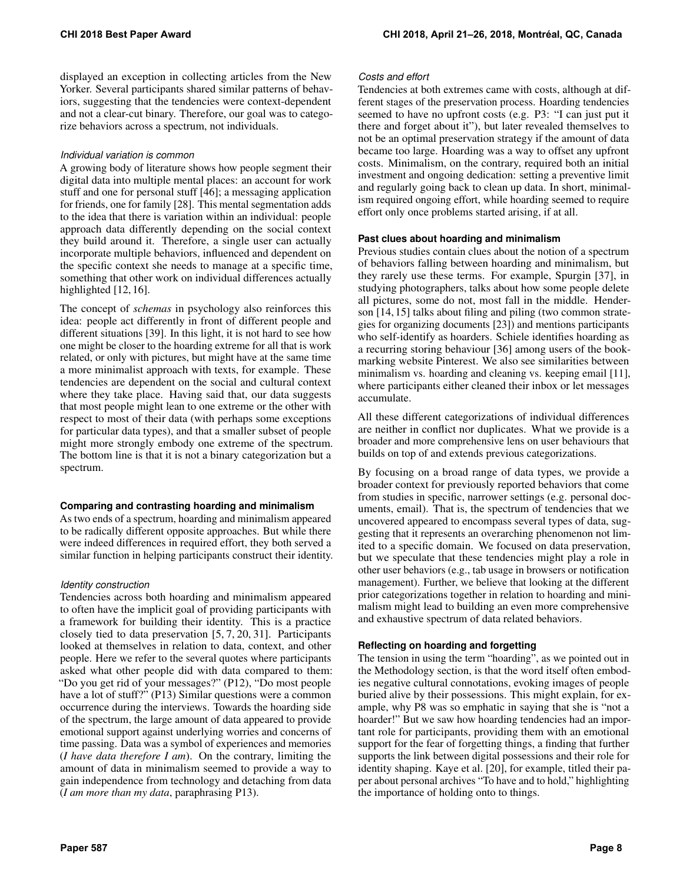displayed an exception in collecting articles from the New Yorker. Several participants shared similar patterns of behaviors, suggesting that the tendencies were context-dependent and not a clear-cut binary. Therefore, our goal was to categorize behaviors across a spectrum, not individuals.

#### *Individual variation is common*

A growing body of literature shows how people segment their digital data into multiple mental places: an account for work stuff and one for personal stuff [46]; a messaging application for friends, one for family [28]. This mental segmentation adds to the idea that there is variation within an individual: people approach data differently depending on the social context they build around it. Therefore, a single user can actually incorporate multiple behaviors, influenced and dependent on the specific context she needs to manage at a specific time, something that other work on individual differences actually highlighted [12, 16].

The concept of *schemas* in psychology also reinforces this idea: people act differently in front of different people and different situations [39]. In this light, it is not hard to see how one might be closer to the hoarding extreme for all that is work related, or only with pictures, but might have at the same time a more minimalist approach with texts, for example. These tendencies are dependent on the social and cultural context where they take place. Having said that, our data suggests that most people might lean to one extreme or the other with respect to most of their data (with perhaps some exceptions for particular data types), and that a smaller subset of people might more strongly embody one extreme of the spectrum. The bottom line is that it is not a binary categorization but a spectrum.

### Comparing and contrasting hoarding and minimalism

As two ends of a spectrum, hoarding and minimalism appeared to be radically different opposite approaches. But while there were indeed differences in required effort, they both served a similar function in helping participants construct their identity.

#### *Identity construction*

Tendencies across both hoarding and minimalism appeared to often have the implicit goal of providing participants with a framework for building their identity. This is a practice closely tied to data preservation [5, 7, 20, 31]. Participants looked at themselves in relation to data, context, and other people. Here we refer to the several quotes where participants asked what other people did with data compared to them: "Do you get rid of your messages?" (P12), "Do most people have a lot of stuff?" (P13) Similar questions were a common occurrence during the interviews. Towards the hoarding side of the spectrum, the large amount of data appeared to provide emotional support against underlying worries and concerns of time passing. Data was a symbol of experiences and memories (*I have data therefore I am*). On the contrary, limiting the amount of data in minimalism seemed to provide a way to gain independence from technology and detaching from data (*I am more than my data*, paraphrasing P13).

#### *Costs and effort*

Tendencies at both extremes came with costs, although at different stages of the preservation process. Hoarding tendencies seemed to have no upfront costs (e.g. P3: "I can just put it there and forget about it"), but later revealed themselves to not be an optimal preservation strategy if the amount of data became too large. Hoarding was a way to offset any upfront costs. Minimalism, on the contrary, required both an initial investment and ongoing dedication: setting a preventive limit and regularly going back to clean up data. In short, minimalism required ongoing effort, while hoarding seemed to require effort only once problems started arising, if at all.

### Past clues about hoarding and minimalism

Previous studies contain clues about the notion of a spectrum of behaviors falling between hoarding and minimalism, but they rarely use these terms. For example, Spurgin [37], in studying photographers, talks about how some people delete all pictures, some do not, most fall in the middle. Henderson [14, 15] talks about filing and piling (two common strategies for organizing documents [23]) and mentions participants who self-identify as hoarders. Schiele identifies hoarding as a recurring storing behaviour [36] among users of the bookmarking website Pinterest. We also see similarities between minimalism vs. hoarding and cleaning vs. keeping email [11], where participants either cleaned their inbox or let messages accumulate.

All these different categorizations of individual differences are neither in conflict nor duplicates. What we provide is a broader and more comprehensive lens on user behaviours that builds on top of and extends previous categorizations.

By focusing on a broad range of data types, we provide a broader context for previously reported behaviors that come from studies in specific, narrower settings (e.g. personal documents, email). That is, the spectrum of tendencies that we uncovered appeared to encompass several types of data, suggesting that it represents an overarching phenomenon not limited to a specific domain. We focused on data preservation, but we speculate that these tendencies might play a role in other user behaviors (e.g., tab usage in browsers or notification management). Further, we believe that looking at the different prior categorizations together in relation to hoarding and minimalism might lead to building an even more comprehensive and exhaustive spectrum of data related behaviors.

### Reflecting on hoarding and forgetting

The tension in using the term "hoarding", as we pointed out in the Methodology section, is that the word itself often embodies negative cultural connotations, evoking images of people buried alive by their possessions. This might explain, for example, why P8 was so emphatic in saying that she is "not a hoarder!" But we saw how hoarding tendencies had an important role for participants, providing them with an emotional support for the fear of forgetting things, a finding that further supports the link between digital possessions and their role for identity shaping. Kaye et al. [20], for example, titled their paper about personal archives "To have and to hold," highlighting the importance of holding onto to things.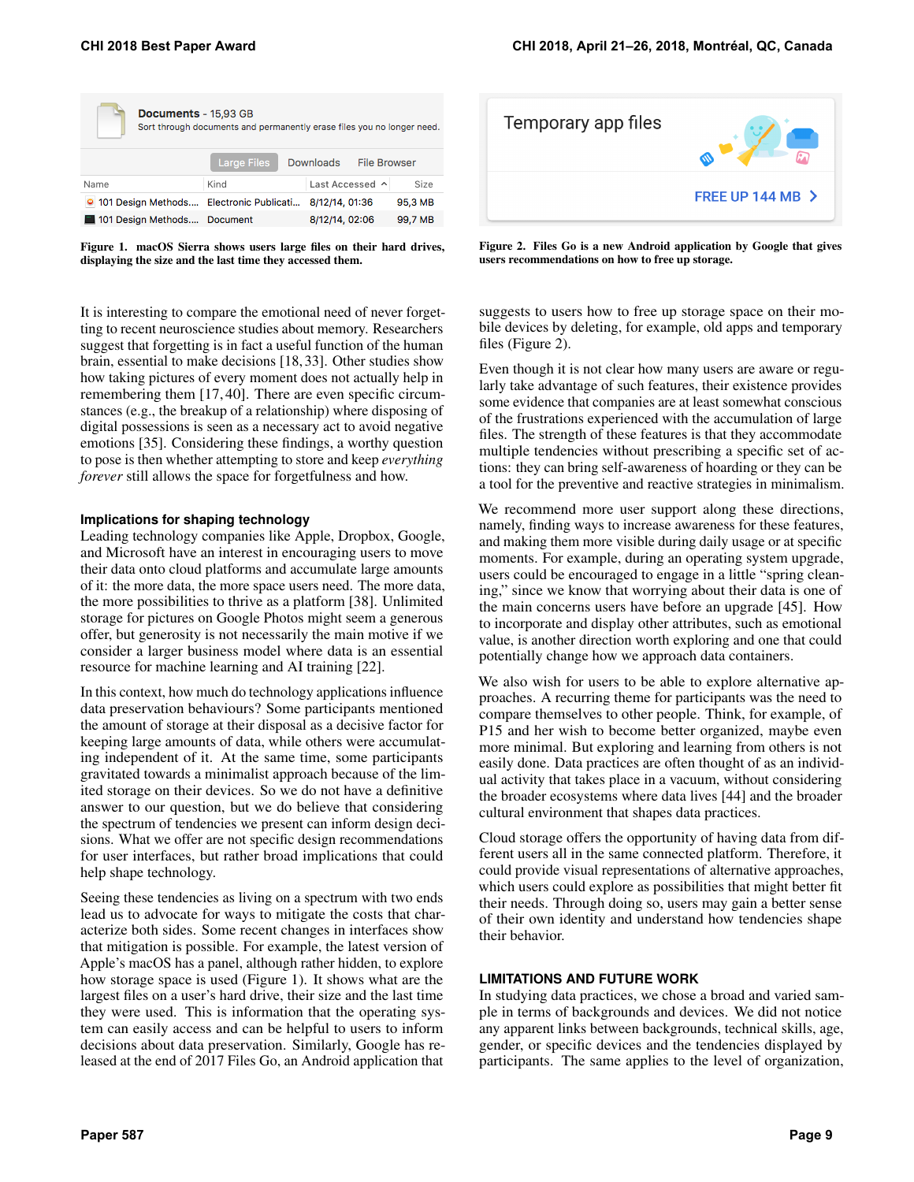Figure 1. macOS Sierra shows users large files on their hard drives, displaying the size and the last time they accessed them.

Figure 2. Files Go is a new Android application by Google that gives users recommendations on how to free up storage.

It is interesting to compare the emotional need of never forgetting to recent neuroscience studies about memory. Researchers suggest that forgetting is in fact a useful function of the human brain, essential to make decisions [18, 33]. Other studies show how taking pictures of every moment does not actually help in remembering them [17, 40]. There are even specific circumstances (e.g., the breakup of a relationship) where disposing of digital possessions is seen as a necessary act to avoid negative emotions [35]. Considering these findings, a worthy question to pose is then whether attempting to store and keep *everything forever* still allows the space for forgetfulness and how.

### Implications for shaping technology

Leading technology companies like Apple, Dropbox, Google, and Microsoft have an interest in encouraging users to move their data onto cloud platforms and accumulate large amounts of it: the more data, the more space users need. The more data, the more possibilities to thrive as a platform [38]. Unlimited storage for pictures on Google Photos might seem a generous offer, but generosity is not necessarily the main motive if we consider a larger business model where data is an essential resource for machine learning and AI training [22].

In this context, how much do technology applications influence data preservation behaviours? Some participants mentioned the amount of storage at their disposal as a decisive factor for keeping large amounts of data, while others were accumulating independent of it. At the same time, some participants gravitated towards a minimalist approach because of the limited storage on their devices. So we do not have a definitive answer to our question, but we do believe that considering the spectrum of tendencies we present can inform design decisions. What we offer are not specific design recommendations for user interfaces, but rather broad implications that could help shape technology.

Seeing these tendencies as living on a spectrum with two ends lead us to advocate for ways to mitigate the costs that characterize both sides. Some recent changes in interfaces show that mitigation is possible. For example, the latest version of Apple's macOS has a panel, although rather hidden, to explore how storage space is used (Figure 1). It shows what are the largest files on a user's hard drive, their size and the last time they were used. This is information that the operating system can easily access and can be helpful to users to inform decisions about data preservation. Similarly, Google has released at the end of 2017 Files Go, an Android application that suggests to users how to free up storage space on their mobile devices by deleting, for example, old apps and temporary files (Figure 2).

Even though it is not clear how many users are aware or regularly take advantage of such features, their existence provides some evidence that companies are at least somewhat conscious of the frustrations experienced with the accumulation of large files. The strength of these features is that they accommodate multiple tendencies without prescribing a specific set of actions: they can bring self-awareness of hoarding or they can be a tool for the preventive and reactive strategies in minimalism.

We recommend more user support along these directions, namely, finding ways to increase awareness for these features, and making them more visible during daily usage or at specific moments. For example, during an operating system upgrade, users could be encouraged to engage in a little "spring cleaning," since we know that worrying about their data is one of the main concerns users have before an upgrade [45]. How to incorporate and display other attributes, such as emotional value, is another direction worth exploring and one that could potentially change how we approach data containers.

We also wish for users to be able to explore alternative approaches. A recurring theme for participants was the need to compare themselves to other people. Think, for example, of P15 and her wish to become better organized, maybe even more minimal. But exploring and learning from others is not easily done. Data practices are often thought of as an individual activity that takes place in a vacuum, without considering the broader ecosystems where data lives [44] and the broader cultural environment that shapes data practices.

Cloud storage offers the opportunity of having data from different users all in the same connected platform. Therefore, it could provide visual representations of alternative approaches, which users could explore as possibilities that might better fit their needs. Through doing so, users may gain a better sense of their own identity and understand how tendencies shape their behavior.

## LIMITATIONS AND FUTURE WORK

In studying data practices, we chose a broad and varied sample in terms of backgrounds and devices. We did not notice any apparent links between backgrounds, technical skills, age, gender, or specific devices and the tendencies displayed by participants. The same applies to the level of organization,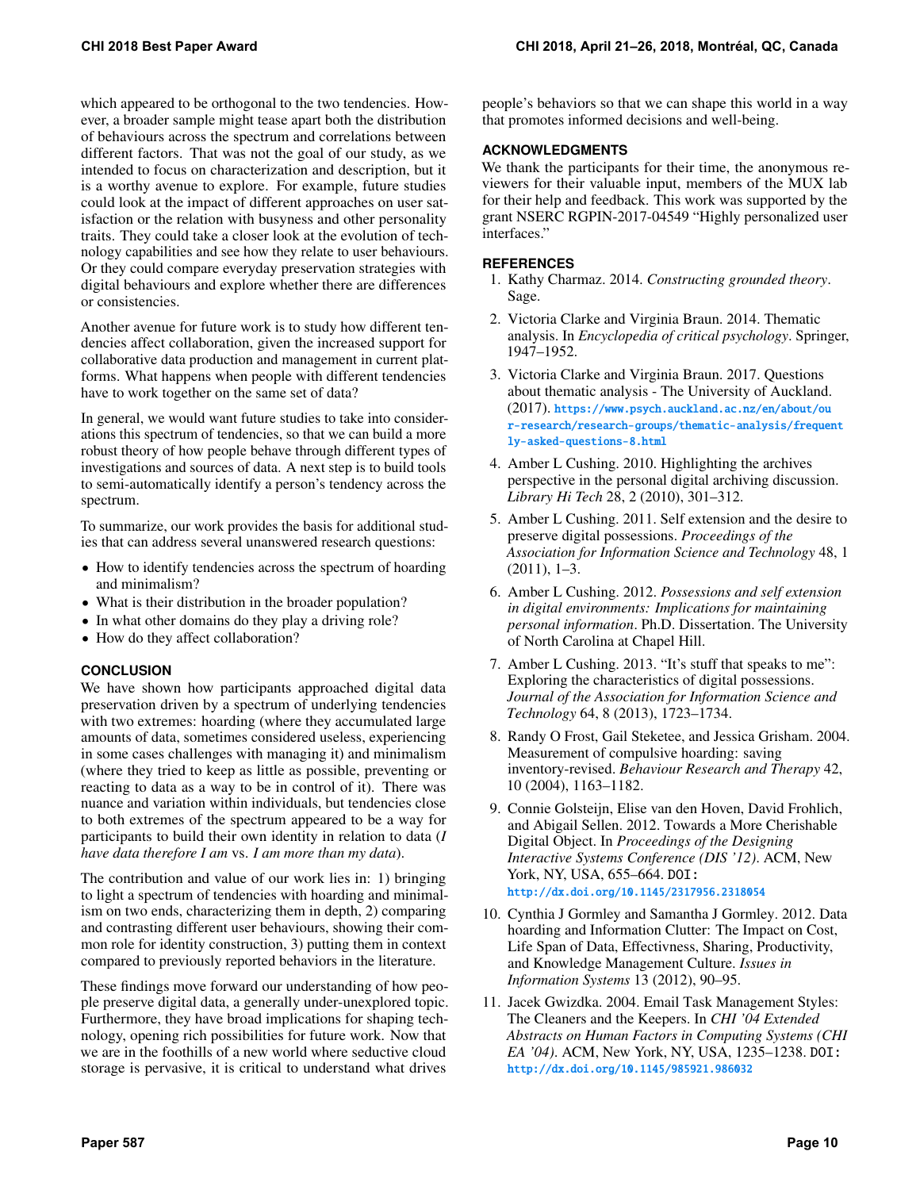which appeared to be orthogonal to the two tendencies. However, a broader sample might tease apart both the distribution of behaviours across the spectrum and correlations between different factors. That was not the goal of our study, as we intended to focus on characterization and description, but it is a worthy avenue to explore. For example, future studies could look at the impact of different approaches on user satisfaction or the relation with busyness and other personality traits. They could take a closer look at the evolution of technology capabilities and see how they relate to user behaviours. Or they could compare everyday preservation strategies with digital behaviours and explore whether there are differences or consistencies.

Another avenue for future work is to study how different tendencies affect collaboration, given the increased support for collaborative data production and management in current platforms. What happens when people with different tendencies have to work together on the same set of data?

In general, we would want future studies to take into considerations this spectrum of tendencies, so that we can build a more robust theory of how people behave through different types of investigations and sources of data. A next step is to build tools to semi-automatically identify a person's tendency across the spectrum.

To summarize, our work provides the basis for additional studies that can address several unanswered research questions:

- How to identify tendencies across the spectrum of hoarding and minimalism?
- What is their distribution in the broader population?
- In what other domains do they play a driving role?
- How do they affect collaboration?

## CONCLUSION

We have shown how participants approached digital data preservation driven by a spectrum of underlying tendencies with two extremes: hoarding (where they accumulated large amounts of data, sometimes considered useless, experiencing in some cases challenges with managing it) and minimalism (where they tried to keep as little as possible, preventing or reacting to data as a way to be in control of it). There was nuance and variation within individuals, but tendencies close to both extremes of the spectrum appeared to be a way for participants to build their own identity in relation to data (*I have data therefore I am* vs. *I am more than my data*).

The contribution and value of our work lies in: 1) bringing to light a spectrum of tendencies with hoarding and minimalism on two ends, characterizing them in depth, 2) comparing and contrasting different user behaviours, showing their common role for identity construction, 3) putting them in context compared to previously reported behaviors in the literature.

These findings move forward our understanding of how people preserve digital data, a generally under-unexplored topic. Furthermore, they have broad implications for shaping technology, opening rich possibilities for future work. Now that we are in the foothills of a new world where seductive cloud storage is pervasive, it is critical to understand what drives people's behaviors so that we can shape this world in a way that promotes informed decisions and well-being.

## ACKNOWLEDGMENTS

We thank the participants for their time, the anonymous reviewers for their valuable input, members of the MUX lab for their help and feedback. This work was supported by the grant NSERC RGPIN-2017-04549 "Highly personalized user interfaces."

## REFERENCES

1. Kathy Charmaz. 2014. *Constructing grounded theory*. Sage.
2. Victoria Clarke and Virginia Braun. 2014. Thematic analysis. In *Encyclopedia of critical psychology*. Springer, 1947–1952.
3. Victoria Clarke and Virginia Braun. 2017. Questions about thematic analysis - The University of Auckland. (2017). https://www.psych.auckland.ac.nz/en/about/our-research/research-groups/thematic-analysis/frequently-asked-questions-8.html
4. Amber L Cushing. 2010. Highlighting the archives perspective in the personal digital archiving discussion. *Library Hi Tech* 28, 2 (2010), 301–312.
5. Amber L Cushing. 2011. Self extension and the desire to preserve digital possessions. *Proceedings of the Association for Information Science and Technology* 48, 1 (2011), 1–3.
6. Amber L Cushing. 2012. *Possessions and self extension in digital environments: Implications for maintaining personal information*. Ph.D. Dissertation. The University of North Carolina at Chapel Hill.
7. Amber L Cushing. 2013. "It's stuff that speaks to me": Exploring the characteristics of digital possessions. *Journal of the Association for Information Science and Technology* 64, 8 (2013), 1723–1734.
8. Randy O Frost, Gail Steketee, and Jessica Grisham. 2004. Measurement of compulsive hoarding: saving inventory-revised. *Behaviour Research and Therapy* 42, 10 (2004), 1163–1182.
9. Connie Golsteijn, Elise van den Hoven, David Frohlich, and Abigail Sellen. 2012. Towards a More Cherishable Digital Object. In *Proceedings of the Designing Interactive Systems Conference (DIS '12)*. ACM, New York, NY, USA, 655–664. DOI: http://dx.doi.org/10.1145/2317956.2318054
10. Cynthia J Gormley and Samantha J Gormley. 2012. Data hoarding and Information Clutter: The Impact on Cost, Life Span of Data, Effectivness, Sharing, Productivity, and Knowledge Management Culture. *Issues in Information Systems* 13 (2012), 90–95.
11. Jacek Gwizdka. 2004. Email Task Management Styles: The Cleaners and the Keepers. In *CHI '04 Extended Abstracts on Human Factors in Computing Systems (CHI EA '04)*. ACM, New York, NY, USA, 1235–1238. DOI: http://dx.doi.org/10.1145/985921.986032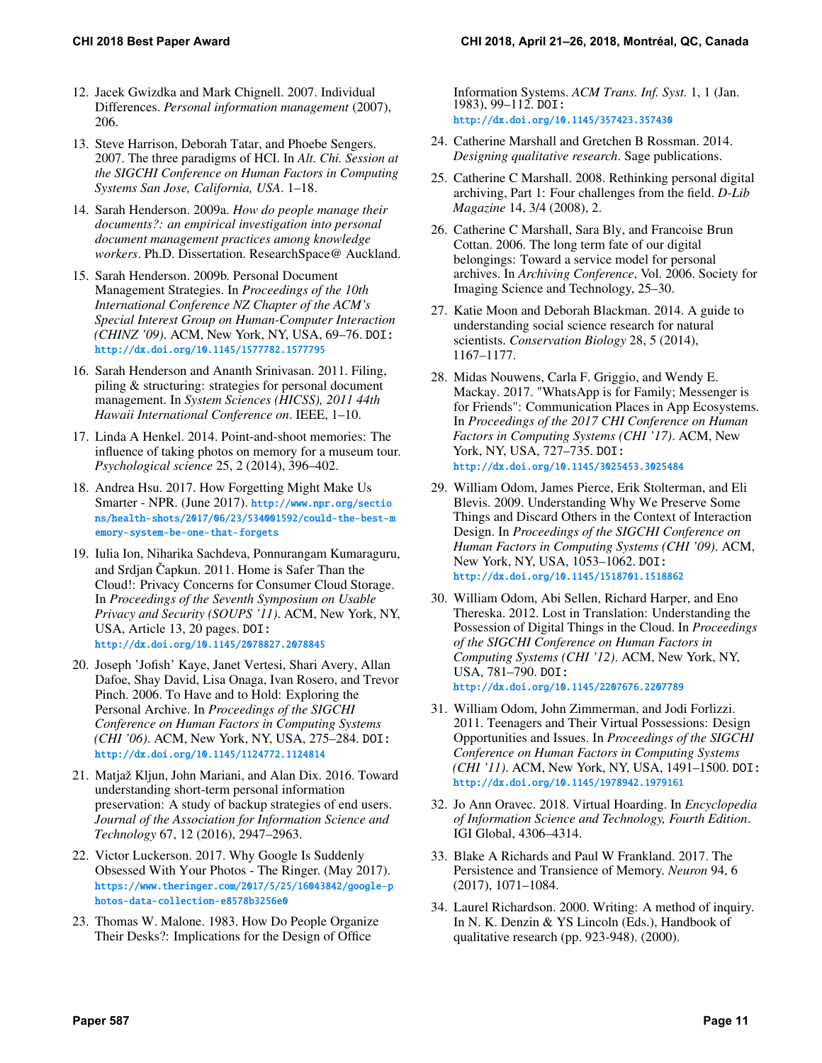12. Jacek Gwizdka and Mark Chignell. 2007. Individual Differences. *Personal information management* (2007), 206.

13. Steve Harrison, Deborah Tatar, and Phoebe Sengers. 2007. The three paradigms of HCI. In *Alt. Chi. Session at the SIGCHI Conference on Human Factors in Computing Systems San Jose, California, USA*. 1–18.

14. Sarah Henderson. 2009a. *How do people manage their documents?: an empirical investigation into personal document management practices among knowledge workers*. Ph.D. Dissertation. ResearchSpace@ Auckland.

15. Sarah Henderson. 2009b. Personal Document Management Strategies. In *Proceedings of the 10th International Conference NZ Chapter of the ACM's Special Interest Group on Human-Computer Interaction (CHINZ '09)*. ACM, New York, NY, USA, 69–76. DOI: http://dx.doi.org/10.1145/1577782.1577795

16. Sarah Henderson and Ananth Srinivasan. 2011. Filing, piling & structuring: strategies for personal document management. In *System Sciences (HICSS), 2011 44th Hawaii International Conference on*. IEEE, 1–10.

17. Linda A Henkel. 2014. Point-and-shoot memories: The influence of taking photos on memory for a museum tour. *Psychological science* 25, 2 (2014), 396–402.

18. Andrea Hsu. 2017. How Forgetting Might Make Us Smarter - NPR. (June 2017). http://www.npr.org/sections/health-shots/2017/06/23/534001592/could-the-best-memory-system-be-one-that-forgets

19. Iulia Ion, Niharika Sachdeva, Ponnurangam Kumaraguru, and Srdjan Čapkun. 2011. Home is Safer Than the Cloud!: Privacy Concerns for Consumer Cloud Storage. In *Proceedings of the Seventh Symposium on Usable Privacy and Security (SOUPS '11)*. ACM, New York, NY, USA, Article 13, 20 pages. DOI: http://dx.doi.org/10.1145/2078827.2078845

20. Joseph 'Jofish' Kaye, Janet Vertesi, Shari Avery, Allan Dafoe, Shay David, Lisa Onaga, Ivan Rosero, and Trevor Pinch. 2006. To Have and to Hold: Exploring the Personal Archive. In *Proceedings of the SIGCHI Conference on Human Factors in Computing Systems (CHI '06)*. ACM, New York, NY, USA, 275–284. DOI: http://dx.doi.org/10.1145/1124772.1124814

21. Matjaž Kljun, John Mariani, and Alan Dix. 2016. Toward understanding short-term personal information preservation: A study of backup strategies of end users. *Journal of the Association for Information Science and Technology* 67, 12 (2016), 2947–2963.

22. Victor Luckerson. 2017. Why Google Is Suddenly Obsessed With Your Photos - The Ringer. (May 2017). https://www.theringer.com/2017/5/25/16043842/google-photos-data-collection-e8578b3256e0

23. Thomas W. Malone. 1983. How Do People Organize Their Desks?: Implications for the Design of Office Information Systems. *ACM Trans. Inf. Syst.* 1, 1 (Jan. 1983), 99–112. DOI: http://dx.doi.org/10.1145/357423.357430

24. Catherine Marshall and Gretchen B Rossman. 2014. *Designing qualitative research*. Sage publications.

25. Catherine C Marshall. 2008. Rethinking personal digital archiving, Part 1: Four challenges from the field. *D-Lib Magazine* 14, 3/4 (2008), 2.

26. Catherine C Marshall, Sara Bly, and Francoise Brun Cottan. 2006. The long term fate of our digital belongings: Toward a service model for personal archives. In *Archiving Conference*, Vol. 2006. Society for Imaging Science and Technology, 25–30.

27. Katie Moon and Deborah Blackman. 2014. A guide to understanding social science research for natural scientists. *Conservation Biology* 28, 5 (2014), 1167–1177.

28. Midas Nouwens, Carla F. Griggio, and Wendy E. Mackay. 2017. "WhatsApp is for Family; Messenger is for Friends": Communication Places in App Ecosystems. In *Proceedings of the 2017 CHI Conference on Human Factors in Computing Systems (CHI '17)*. ACM, New York, NY, USA, 727–735. DOI: http://dx.doi.org/10.1145/3025453.3025484

29. William Odom, James Pierce, Erik Stolterman, and Eli Blevis. 2009. Understanding Why We Preserve Some Things and Discard Others in the Context of Interaction Design. In *Proceedings of the SIGCHI Conference on Human Factors in Computing Systems (CHI '09)*. ACM, New York, NY, USA, 1053–1062. DOI: http://dx.doi.org/10.1145/1518701.1518862

30. William Odom, Abi Sellen, Richard Harper, and Eno Thereska. 2012. Lost in Translation: Understanding the Possession of Digital Things in the Cloud. In *Proceedings of the SIGCHI Conference on Human Factors in Computing Systems (CHI '12)*. ACM, New York, NY, USA, 781–790. DOI: http://dx.doi.org/10.1145/2207676.2207789

31. William Odom, John Zimmerman, and Jodi Forlizzi. 2011. Teenagers and Their Virtual Possessions: Design Opportunities and Issues. In *Proceedings of the SIGCHI Conference on Human Factors in Computing Systems (CHI '11)*. ACM, New York, NY, USA, 1491–1500. DOI: http://dx.doi.org/10.1145/1978942.1979161

32. Jo Ann Oravec. 2018. Virtual Hoarding. In *Encyclopedia of Information Science and Technology, Fourth Edition*. IGI Global, 4306–4314.

33. Blake A Richards and Paul W Frankland. 2017. The Persistence and Transience of Memory. *Neuron* 94, 6 (2017), 1071–1084.

34. Laurel Richardson. 2000. Writing: A method of inquiry. In N. K. Denzin & YS Lincoln (Eds.), Handbook of qualitative research (pp. 923-948). (2000).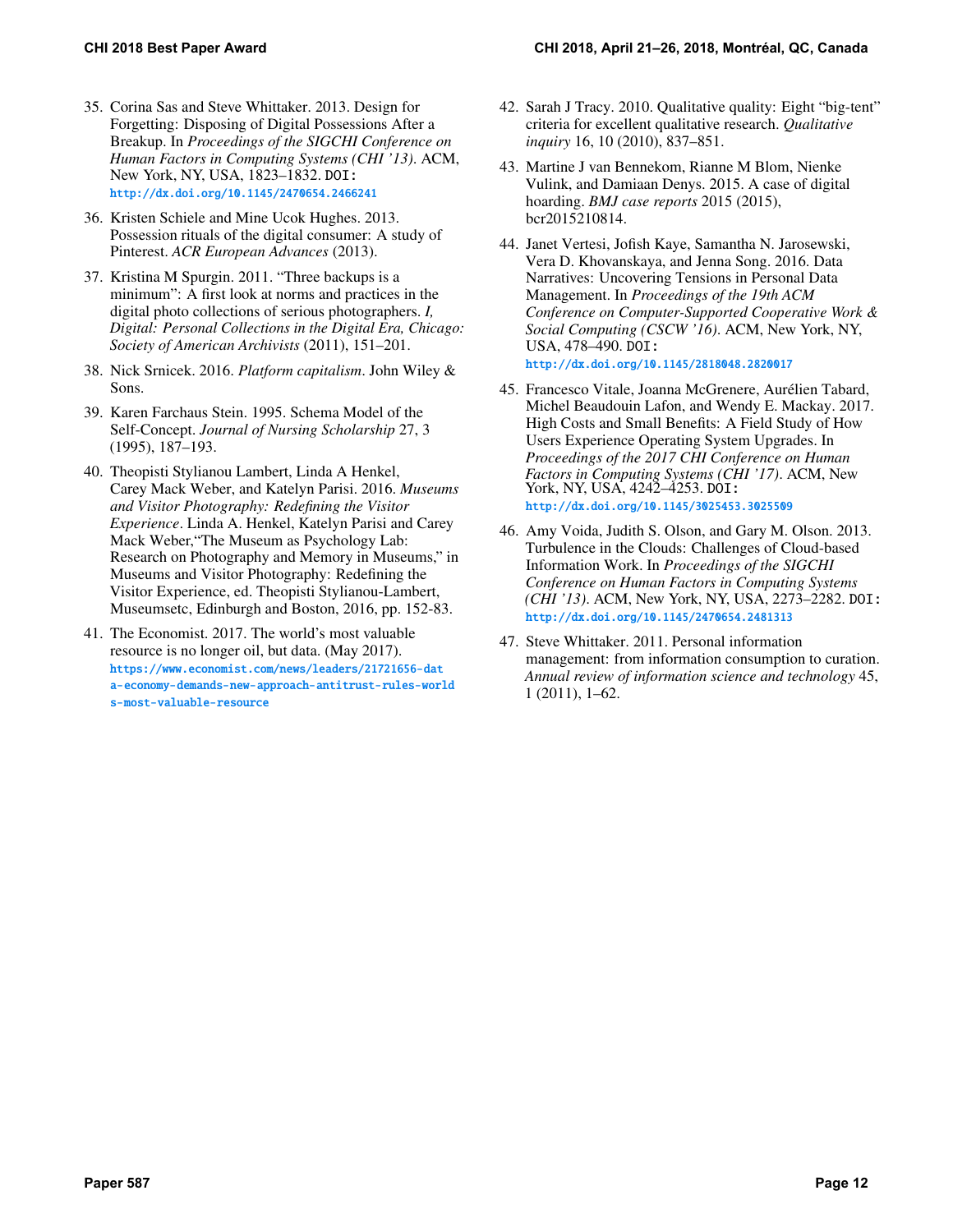35. Corina Sas and Steve Whittaker. 2013. Design for Forgetting: Disposing of Digital Possessions After a Breakup. In *Proceedings of the SIGCHI Conference on Human Factors in Computing Systems (CHI '13)*. ACM, New York, NY, USA, 1823–1832. DOI: http://dx.doi.org/10.1145/2470654.2466241

36. Kristen Schiele and Mine Ucok Hughes. 2013. Possession rituals of the digital consumer: A study of Pinterest. *ACR European Advances* (2013).

37. Kristina M Spurgin. 2011. "Three backups is a minimum": A first look at norms and practices in the digital photo collections of serious photographers. *I, Digital: Personal Collections in the Digital Era, Chicago: Society of American Archivists* (2011), 151–201.

38. Nick Srnicek. 2016. *Platform capitalism*. John Wiley & Sons.

39. Karen Farchaus Stein. 1995. Schema Model of the Self-Concept. *Journal of Nursing Scholarship* 27, 3 (1995), 187–193.

40. Theopisti Stylianou Lambert, Linda A Henkel, Carey Mack Weber, and Katelyn Parisi. 2016. *Museums and Visitor Photography: Redefining the Visitor Experience*. Linda A. Henkel, Katelyn Parisi and Carey Mack Weber,"The Museum as Psychology Lab: Research on Photography and Memory in Museums," in Museums and Visitor Photography: Redefining the Visitor Experience, ed. Theopisti Stylianou-Lambert, Museumsetc, Edinburgh and Boston, 2016, pp. 152-83.

41. The Economist. 2017. The world's most valuable resource is no longer oil, but data. (May 2017). https://www.economist.com/news/leaders/21721656-data-economy-demands-new-approach-antitrust-rules-worlds-most-valuable-resource

42. Sarah J Tracy. 2010. Qualitative quality: Eight "big-tent" criteria for excellent qualitative research. *Qualitative inquiry* 16, 10 (2010), 837–851.

43. Martine J van Bennekom, Rianne M Blom, Nienke Vulink, and Damiaan Denys. 2015. A case of digital hoarding. *BMJ case reports* 2015 (2015), bcr2015210814.

44. Janet Vertesi, Jofish Kaye, Samantha N. Jarosewski, Vera D. Khovanskaya, and Jenna Song. 2016. Data Narratives: Uncovering Tensions in Personal Data Management. In *Proceedings of the 19th ACM Conference on Computer-Supported Cooperative Work & Social Computing (CSCW '16)*. ACM, New York, NY, USA, 478–490. DOI: http://dx.doi.org/10.1145/2818048.2820017

45. Francesco Vitale, Joanna McGrenere, Aurélien Tabard, Michel Beaudouin Lafon, and Wendy E. Mackay. 2017. High Costs and Small Benefits: A Field Study of How Users Experience Operating System Upgrades. In *Proceedings of the 2017 CHI Conference on Human Factors in Computing Systems (CHI '17)*. ACM, New York, NY, USA, 4242–4253. DOI: http://dx.doi.org/10.1145/3025453.3025509

46. Amy Voida, Judith S. Olson, and Gary M. Olson. 2013. Turbulence in the Clouds: Challenges of Cloud-based Information Work. In *Proceedings of the SIGCHI Conference on Human Factors in Computing Systems (CHI '13)*. ACM, New York, NY, USA, 2273–2282. DOI: http://dx.doi.org/10.1145/2470654.2481313

47. Steve Whittaker. 2011. Personal information management: from information consumption to curation. *Annual review of information science and technology* 45, 1 (2011), 1–62.